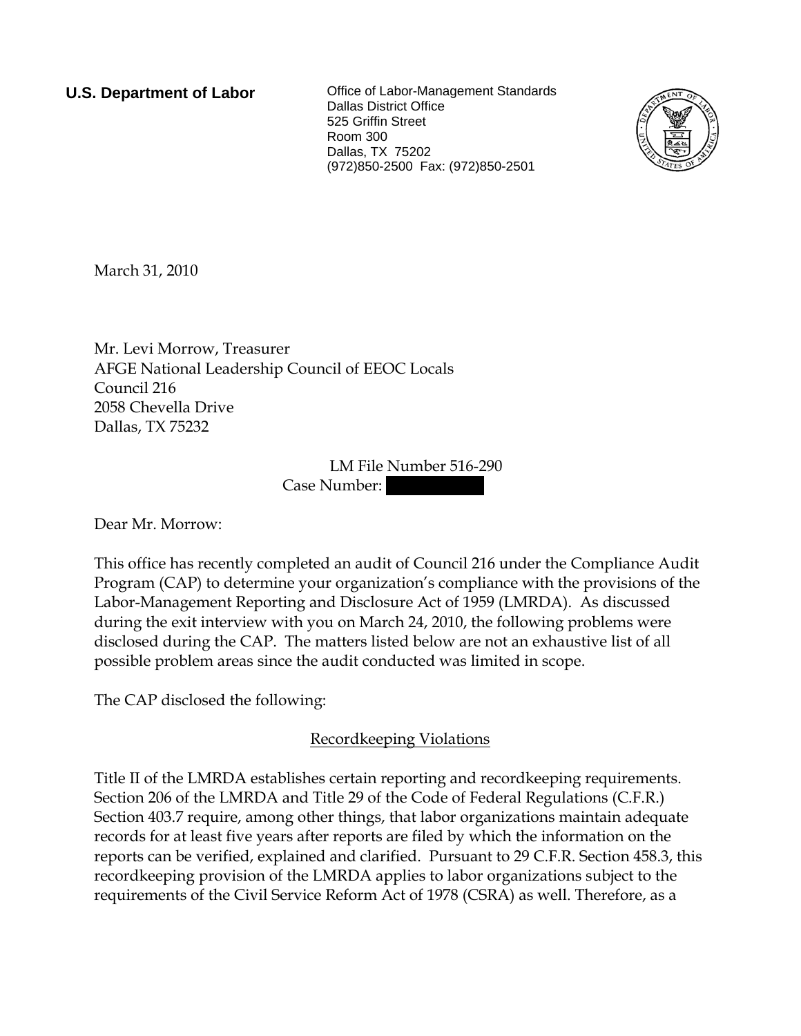**U.S. Department of Labor**

Office of Labor-Management Standards
Dallas District Office
525 Griffin Street
Room 300
Dallas, TX 75202
(972)850-2500 Fax: (972)850-2501

March 31, 2010

Mr. Levi Morrow, Treasurer
AFGE National Leadership Council of EEOC Locals
Council 216
2058 Chevella Drive
Dallas, TX 75232

LM File Number 516-290
Case Number: [REDACTED]

Dear Mr. Morrow:

This office has recently completed an audit of Council 216 under the Compliance Audit Program (CAP) to determine your organization's compliance with the provisions of the Labor-Management Reporting and Disclosure Act of 1959 (LMRDA). As discussed during the exit interview with you on March 24, 2010, the following problems were disclosed during the CAP. The matters listed below are not an exhaustive list of all possible problem areas since the audit conducted was limited in scope.

The CAP disclosed the following:

Recordkeeping Violations

Title II of the LMRDA establishes certain reporting and recordkeeping requirements. Section 206 of the LMRDA and Title 29 of the Code of Federal Regulations (C.F.R.) Section 403.7 require, among other things, that labor organizations maintain adequate records for at least five years after reports are filed by which the information on the reports can be verified, explained and clarified. Pursuant to 29 C.F.R. Section 458.3, this recordkeeping provision of the LMRDA applies to labor organizations subject to the requirements of the Civil Service Reform Act of 1978 (CSRA) as well. Therefore, as a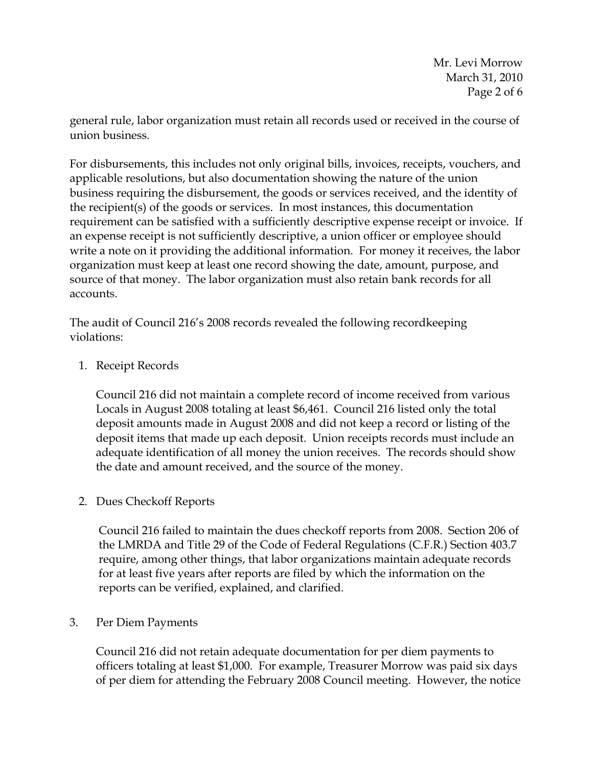general rule, labor organization must retain all records used or received in the course of union business.

For disbursements, this includes not only original bills, invoices, receipts, vouchers, and applicable resolutions, but also documentation showing the nature of the union business requiring the disbursement, the goods or services received, and the identity of the recipient(s) of the goods or services. In most instances, this documentation requirement can be satisfied with a sufficiently descriptive expense receipt or invoice. If an expense receipt is not sufficiently descriptive, a union officer or employee should write a note on it providing the additional information. For money it receives, the labor organization must keep at least one record showing the date, amount, purpose, and source of that money. The labor organization must also retain bank records for all accounts.

The audit of Council 216's 2008 records revealed the following recordkeeping violations:

1. Receipt Records

   Council 216 did not maintain a complete record of income received from various Locals in August 2008 totaling at least $6,461. Council 216 listed only the total deposit amounts made in August 2008 and did not keep a record or listing of the deposit items that made up each deposit. Union receipts records must include an adequate identification of all money the union receives. The records should show the date and amount received, and the source of the money.

2. Dues Checkoff Reports

   Council 216 failed to maintain the dues checkoff reports from 2008. Section 206 of the LMRDA and Title 29 of the Code of Federal Regulations (C.F.R.) Section 403.7 require, among other things, that labor organizations maintain adequate records for at least five years after reports are filed by which the information on the reports can be verified, explained, and clarified.

3. Per Diem Payments

   Council 216 did not retain adequate documentation for per diem payments to officers totaling at least $1,000. For example, Treasurer Morrow was paid six days of per diem for attending the February 2008 Council meeting. However, the notice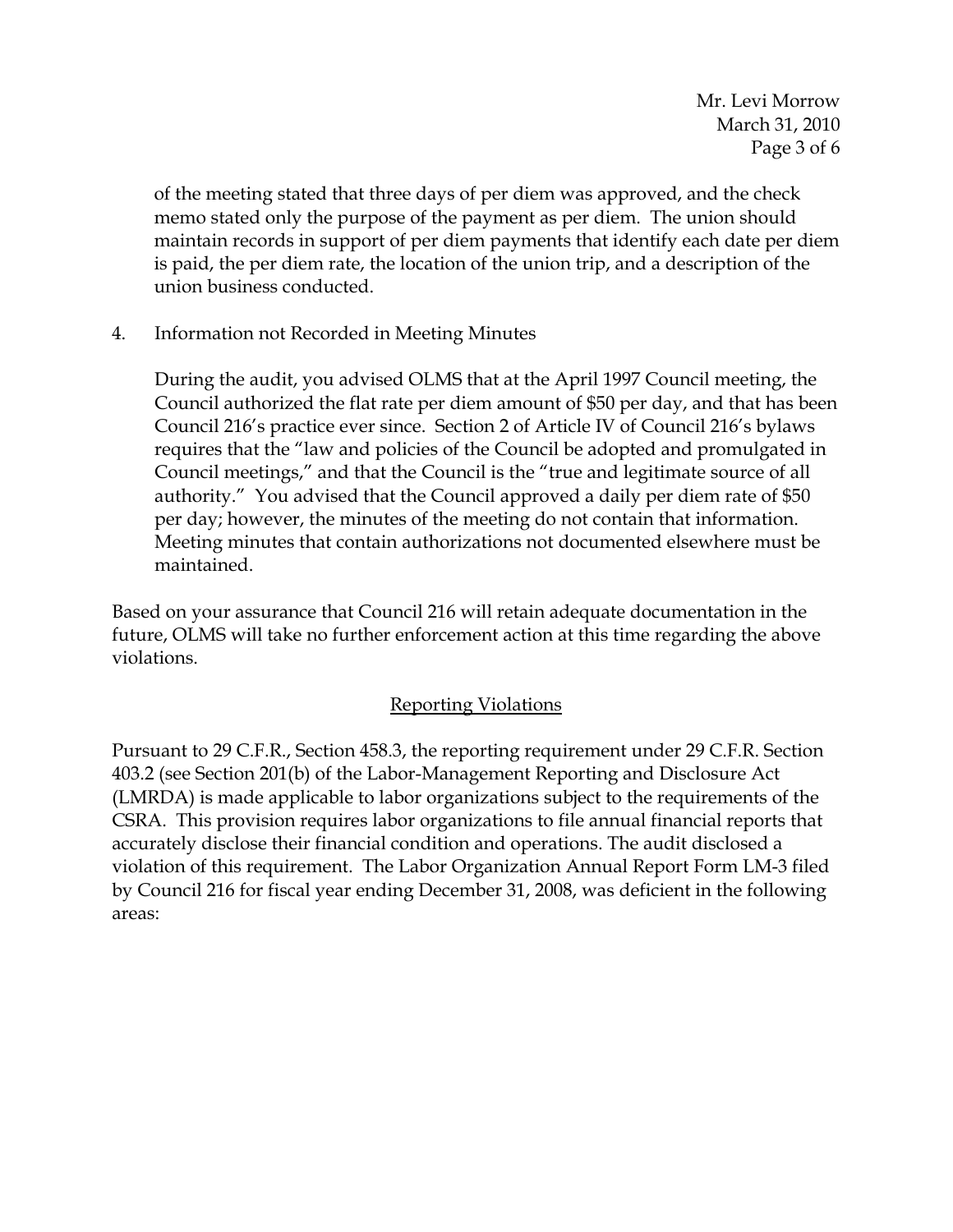of the meeting stated that three days of per diem was approved, and the check memo stated only the purpose of the payment as per diem. The union should maintain records in support of per diem payments that identify each date per diem is paid, the per diem rate, the location of the union trip, and a description of the union business conducted.

4. Information not Recorded in Meeting Minutes

   During the audit, you advised OLMS that at the April 1997 Council meeting, the Council authorized the flat rate per diem amount of $50 per day, and that has been Council 216's practice ever since. Section 2 of Article IV of Council 216's bylaws requires that the "law and policies of the Council be adopted and promulgated in Council meetings," and that the Council is the "true and legitimate source of all authority." You advised that the Council approved a daily per diem rate of $50 per day; however, the minutes of the meeting do not contain that information. Meeting minutes that contain authorizations not documented elsewhere must be maintained.

Based on your assurance that Council 216 will retain adequate documentation in the future, OLMS will take no further enforcement action at this time regarding the above violations.

## Reporting Violations

Pursuant to 29 C.F.R., Section 458.3, the reporting requirement under 29 C.F.R. Section 403.2 (see Section 201(b) of the Labor-Management Reporting and Disclosure Act (LMRDA) is made applicable to labor organizations subject to the requirements of the CSRA. This provision requires labor organizations to file annual financial reports that accurately disclose their financial condition and operations. The audit disclosed a violation of this requirement. The Labor Organization Annual Report Form LM-3 filed by Council 216 for fiscal year ending December 31, 2008, was deficient in the following areas: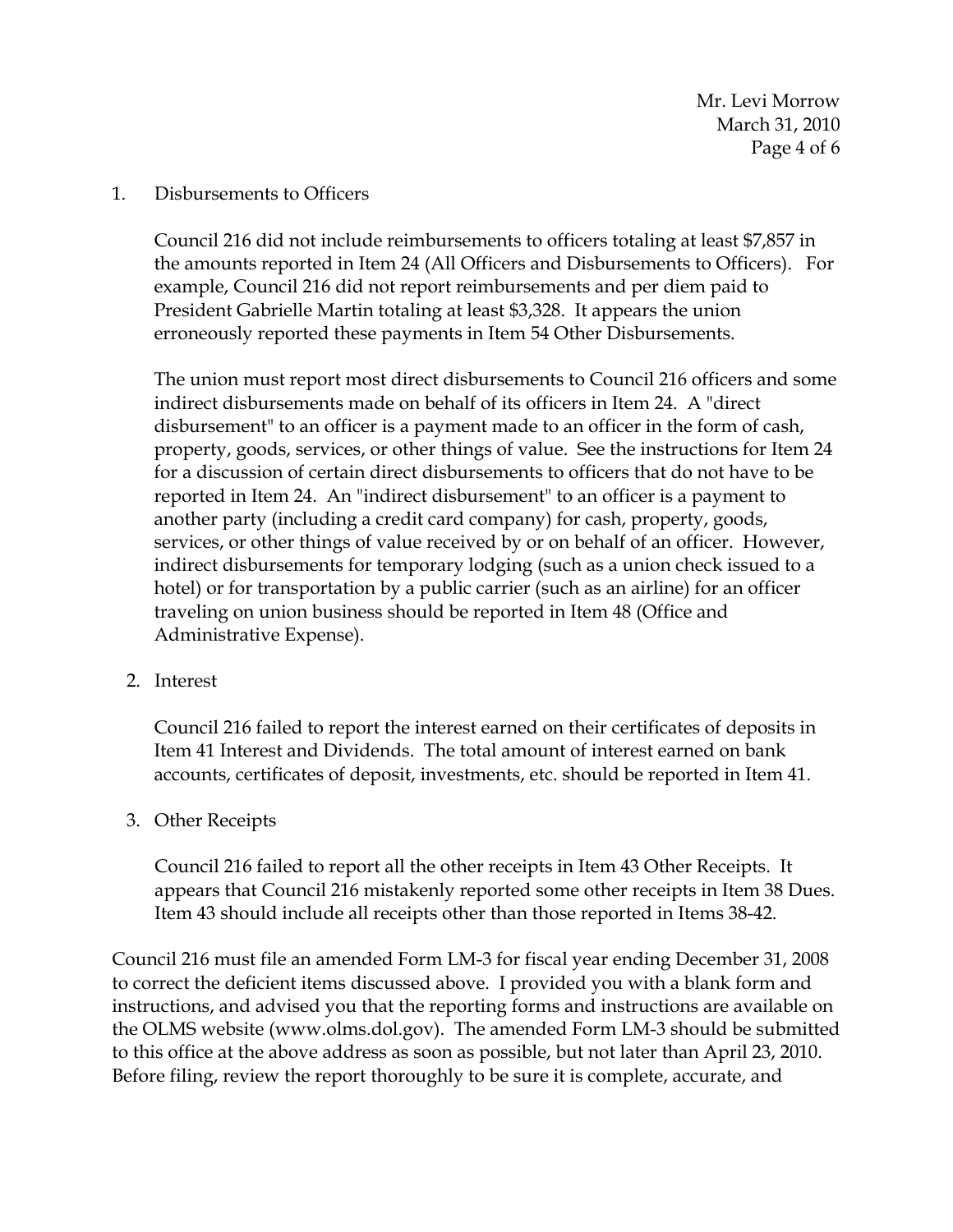1. Disbursements to Officers

   Council 216 did not include reimbursements to officers totaling at least $7,857 in the amounts reported in Item 24 (All Officers and Disbursements to Officers). For example, Council 216 did not report reimbursements and per diem paid to President Gabrielle Martin totaling at least $3,328. It appears the union erroneously reported these payments in Item 54 Other Disbursements.

   The union must report most direct disbursements to Council 216 officers and some indirect disbursements made on behalf of its officers in Item 24. A "direct disbursement" to an officer is a payment made to an officer in the form of cash, property, goods, services, or other things of value. See the instructions for Item 24 for a discussion of certain direct disbursements to officers that do not have to be reported in Item 24. An "indirect disbursement" to an officer is a payment to another party (including a credit card company) for cash, property, goods, services, or other things of value received by or on behalf of an officer. However, indirect disbursements for temporary lodging (such as a union check issued to a hotel) or for transportation by a public carrier (such as an airline) for an officer traveling on union business should be reported in Item 48 (Office and Administrative Expense).

2. Interest

   Council 216 failed to report the interest earned on their certificates of deposits in Item 41 Interest and Dividends. The total amount of interest earned on bank accounts, certificates of deposit, investments, etc. should be reported in Item 41.

3. Other Receipts

   Council 216 failed to report all the other receipts in Item 43 Other Receipts. It appears that Council 216 mistakenly reported some other receipts in Item 38 Dues. Item 43 should include all receipts other than those reported in Items 38-42.

Council 216 must file an amended Form LM-3 for fiscal year ending December 31, 2008 to correct the deficient items discussed above. I provided you with a blank form and instructions, and advised you that the reporting forms and instructions are available on the OLMS website (www.olms.dol.gov). The amended Form LM-3 should be submitted to this office at the above address as soon as possible, but not later than April 23, 2010. Before filing, review the report thoroughly to be sure it is complete, accurate, and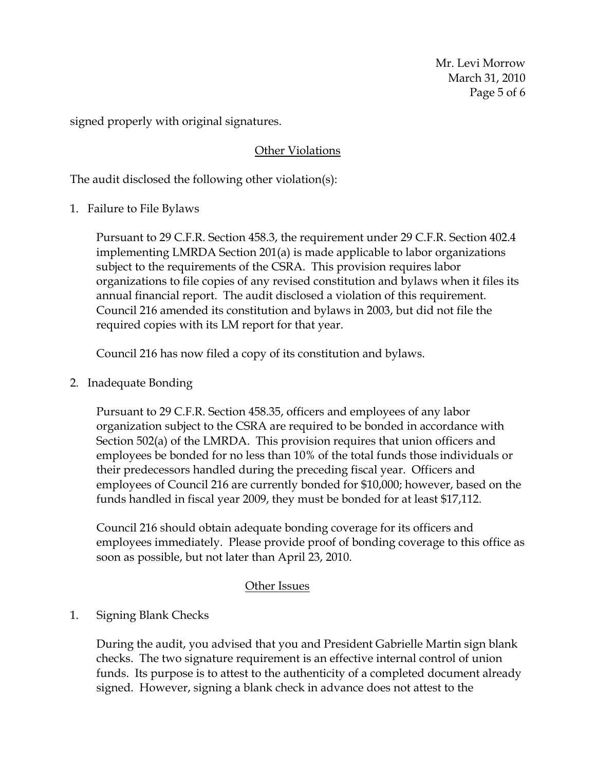signed properly with original signatures.

## Other Violations

The audit disclosed the following other violation(s):

1. Failure to File Bylaws

   Pursuant to 29 C.F.R. Section 458.3, the requirement under 29 C.F.R. Section 402.4 implementing LMRDA Section 201(a) is made applicable to labor organizations subject to the requirements of the CSRA. This provision requires labor organizations to file copies of any revised constitution and bylaws when it files its annual financial report. The audit disclosed a violation of this requirement. Council 216 amended its constitution and bylaws in 2003, but did not file the required copies with its LM report for that year.

   Council 216 has now filed a copy of its constitution and bylaws.

2. Inadequate Bonding

   Pursuant to 29 C.F.R. Section 458.35, officers and employees of any labor organization subject to the CSRA are required to be bonded in accordance with Section 502(a) of the LMRDA. This provision requires that union officers and employees be bonded for no less than 10% of the total funds those individuals or their predecessors handled during the preceding fiscal year. Officers and employees of Council 216 are currently bonded for $10,000; however, based on the funds handled in fiscal year 2009, they must be bonded for at least $17,112.

   Council 216 should obtain adequate bonding coverage for its officers and employees immediately. Please provide proof of bonding coverage to this office as soon as possible, but not later than April 23, 2010.

## Other Issues

1. Signing Blank Checks

   During the audit, you advised that you and President Gabrielle Martin sign blank checks. The two signature requirement is an effective internal control of union funds. Its purpose is to attest to the authenticity of a completed document already signed. However, signing a blank check in advance does not attest to the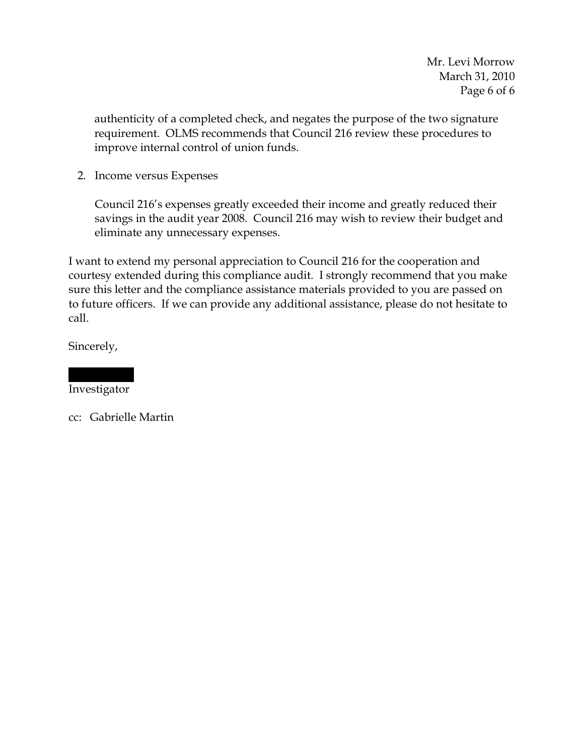authenticity of a completed check, and negates the purpose of the two signature requirement. OLMS recommends that Council 216 review these procedures to improve internal control of union funds.

2. Income versus Expenses

   Council 216's expenses greatly exceeded their income and greatly reduced their savings in the audit year 2008. Council 216 may wish to review their budget and eliminate any unnecessary expenses.

I want to extend my personal appreciation to Council 216 for the cooperation and courtesy extended during this compliance audit. I strongly recommend that you make sure this letter and the compliance assistance materials provided to you are passed on to future officers. If we can provide any additional assistance, please do not hesitate to call.

Sincerely,

Investigator

cc: Gabrielle Martin